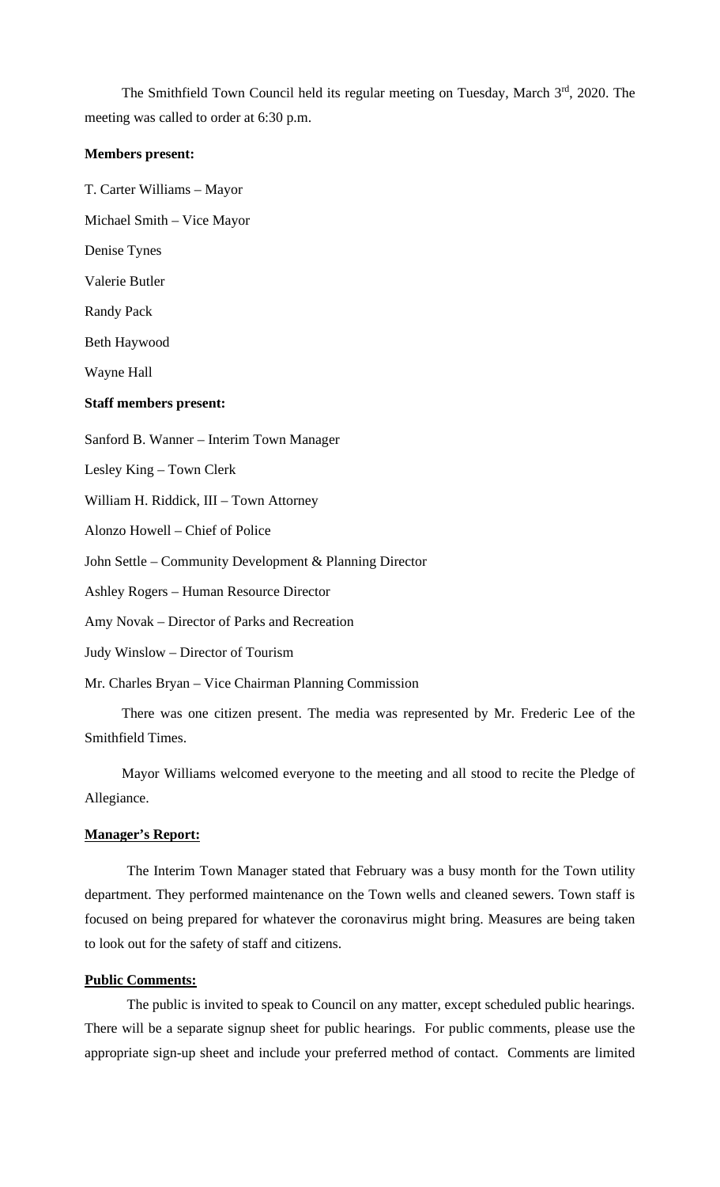The Smithfield Town Council held its regular meeting on Tuesday, March 3rd, 2020. The meeting was called to order at 6:30 p.m.

**Members present:**

T. Carter Williams – Mayor

Michael Smith – Vice Mayor

Denise Tynes

Valerie Butler

Randy Pack

Beth Haywood

Wayne Hall

**Staff members present:**

Sanford B. Wanner – Interim Town Manager

Lesley King – Town Clerk

William H. Riddick, III – Town Attorney

Alonzo Howell – Chief of Police

John Settle – Community Development & Planning Director

Ashley Rogers – Human Resource Director

Amy Novak – Director of Parks and Recreation

Judy Winslow – Director of Tourism

Mr. Charles Bryan – Vice Chairman Planning Commission

There was one citizen present. The media was represented by Mr. Frederic Lee of the Smithfield Times.

Mayor Williams welcomed everyone to the meeting and all stood to recite the Pledge of Allegiance.

**Manager's Report:**

The Interim Town Manager stated that February was a busy month for the Town utility department. They performed maintenance on the Town wells and cleaned sewers. Town staff is focused on being prepared for whatever the coronavirus might bring. Measures are being taken to look out for the safety of staff and citizens.

**Public Comments:**

The public is invited to speak to Council on any matter, except scheduled public hearings. There will be a separate signup sheet for public hearings. For public comments, please use the appropriate sign-up sheet and include your preferred method of contact. Comments are limited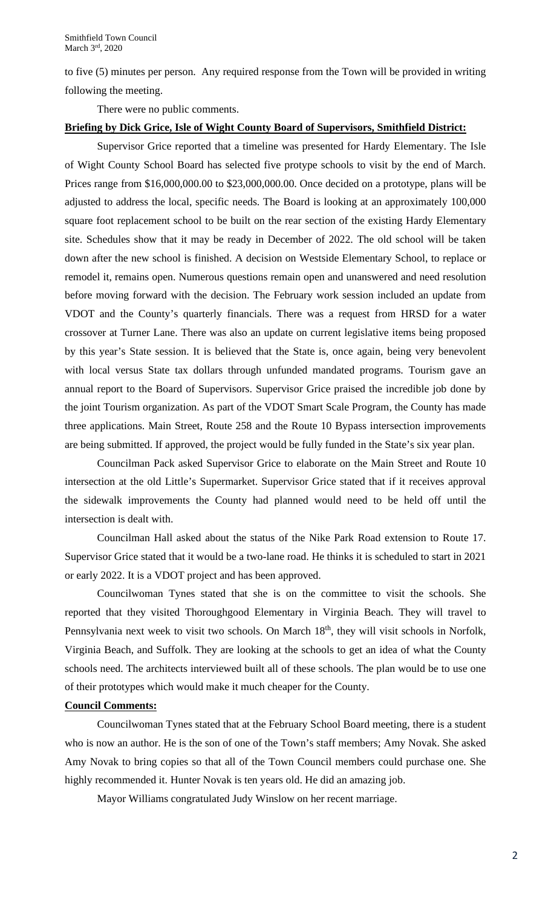to five (5) minutes per person. Any required response from the Town will be provided in writing following the meeting.

There were no public comments.

**Briefing by Dick Grice, Isle of Wight County Board of Supervisors, Smithfield District:**

Supervisor Grice reported that a timeline was presented for Hardy Elementary. The Isle of Wight County School Board has selected five protype schools to visit by the end of March. Prices range from $16,000,000.00 to $23,000,000.00. Once decided on a prototype, plans will be adjusted to address the local, specific needs. The Board is looking at an approximately 100,000 square foot replacement school to be built on the rear section of the existing Hardy Elementary site. Schedules show that it may be ready in December of 2022. The old school will be taken down after the new school is finished. A decision on Westside Elementary School, to replace or remodel it, remains open. Numerous questions remain open and unanswered and need resolution before moving forward with the decision. The February work session included an update from VDOT and the County's quarterly financials. There was a request from HRSD for a water crossover at Turner Lane. There was also an update on current legislative items being proposed by this year's State session. It is believed that the State is, once again, being very benevolent with local versus State tax dollars through unfunded mandated programs. Tourism gave an annual report to the Board of Supervisors. Supervisor Grice praised the incredible job done by the joint Tourism organization. As part of the VDOT Smart Scale Program, the County has made three applications. Main Street, Route 258 and the Route 10 Bypass intersection improvements are being submitted. If approved, the project would be fully funded in the State's six year plan.

Councilman Pack asked Supervisor Grice to elaborate on the Main Street and Route 10 intersection at the old Little's Supermarket. Supervisor Grice stated that if it receives approval the sidewalk improvements the County had planned would need to be held off until the intersection is dealt with.

Councilman Hall asked about the status of the Nike Park Road extension to Route 17. Supervisor Grice stated that it would be a two-lane road. He thinks it is scheduled to start in 2021 or early 2022. It is a VDOT project and has been approved.

Councilwoman Tynes stated that she is on the committee to visit the schools. She reported that they visited Thoroughgood Elementary in Virginia Beach. They will travel to Pennsylvania next week to visit two schools. On March 18th, they will visit schools in Norfolk, Virginia Beach, and Suffolk. They are looking at the schools to get an idea of what the County schools need. The architects interviewed built all of these schools. The plan would be to use one of their prototypes which would make it much cheaper for the County.

**Council Comments:**

Councilwoman Tynes stated that at the February School Board meeting, there is a student who is now an author. He is the son of one of the Town's staff members; Amy Novak. She asked Amy Novak to bring copies so that all of the Town Council members could purchase one. She highly recommended it. Hunter Novak is ten years old. He did an amazing job.

Mayor Williams congratulated Judy Winslow on her recent marriage.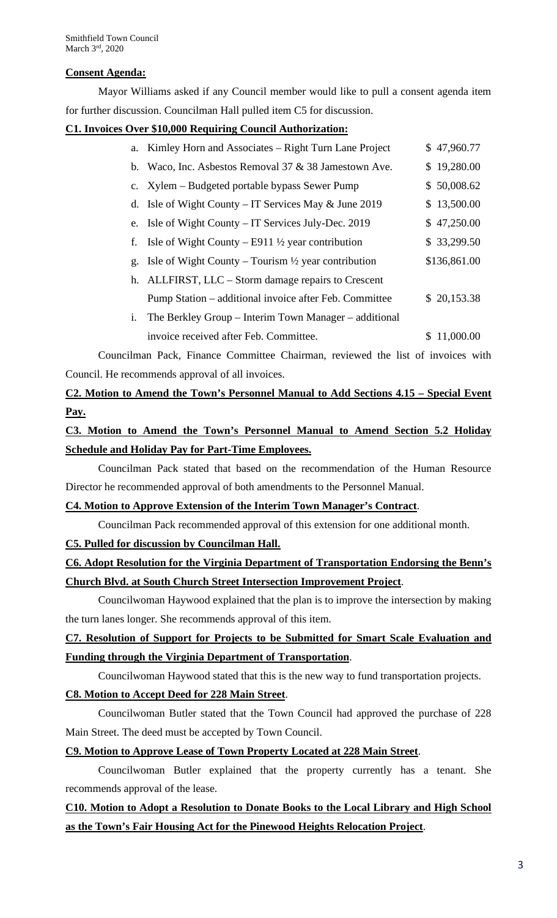**Consent Agenda:**

Mayor Williams asked if any Council member would like to pull a consent agenda item for further discussion. Councilman Hall pulled item C5 for discussion.

**C1. Invoices Over $10,000 Requiring Council Authorization:**

| | | |
|---|---|---|
| a. | Kimley Horn and Associates – Right Turn Lane Project | $ 47,960.77 |
| b. | Waco, Inc. Asbestos Removal 37 & 38 Jamestown Ave. | $ 19,280.00 |
| c. | Xylem – Budgeted portable bypass Sewer Pump | $ 50,008.62 |
| d. | Isle of Wight County – IT Services May & June 2019 | $ 13,500.00 |
| e. | Isle of Wight County – IT Services July-Dec. 2019 | $ 47,250.00 |
| f. | Isle of Wight County – E911 ½ year contribution | $ 33,299.50 |
| g. | Isle of Wight County – Tourism ½ year contribution | $136,861.00 |
| h. | ALLFIRST, LLC – Storm damage repairs to Crescent Pump Station – additional invoice after Feb. Committee | $ 20,153.38 |
| i. | The Berkley Group – Interim Town Manager – additional invoice received after Feb. Committee. | $ 11,000.00 |

Councilman Pack, Finance Committee Chairman, reviewed the list of invoices with Council. He recommends approval of all invoices.

**C2. Motion to Amend the Town's Personnel Manual to Add Sections 4.15 – Special Event Pay.**

**C3. Motion to Amend the Town's Personnel Manual to Amend Section 5.2 Holiday Schedule and Holiday Pay for Part-Time Employees.**

Councilman Pack stated that based on the recommendation of the Human Resource Director he recommended approval of both amendments to the Personnel Manual.

**C4. Motion to Approve Extension of the Interim Town Manager's Contract**.

Councilman Pack recommended approval of this extension for one additional month.

**C5. Pulled for discussion by Councilman Hall.**

**C6. Adopt Resolution for the Virginia Department of Transportation Endorsing the Benn's Church Blvd. at South Church Street Intersection Improvement Project**.

Councilwoman Haywood explained that the plan is to improve the intersection by making the turn lanes longer. She recommends approval of this item.

**C7. Resolution of Support for Projects to be Submitted for Smart Scale Evaluation and Funding through the Virginia Department of Transportation**.

Councilwoman Haywood stated that this is the new way to fund transportation projects.

**C8. Motion to Accept Deed for 228 Main Street**.

Councilwoman Butler stated that the Town Council had approved the purchase of 228 Main Street. The deed must be accepted by Town Council.

**C9. Motion to Approve Lease of Town Property Located at 228 Main Street**.

Councilwoman Butler explained that the property currently has a tenant. She recommends approval of the lease.

**C10. Motion to Adopt a Resolution to Donate Books to the Local Library and High School as the Town's Fair Housing Act for the Pinewood Heights Relocation Project**.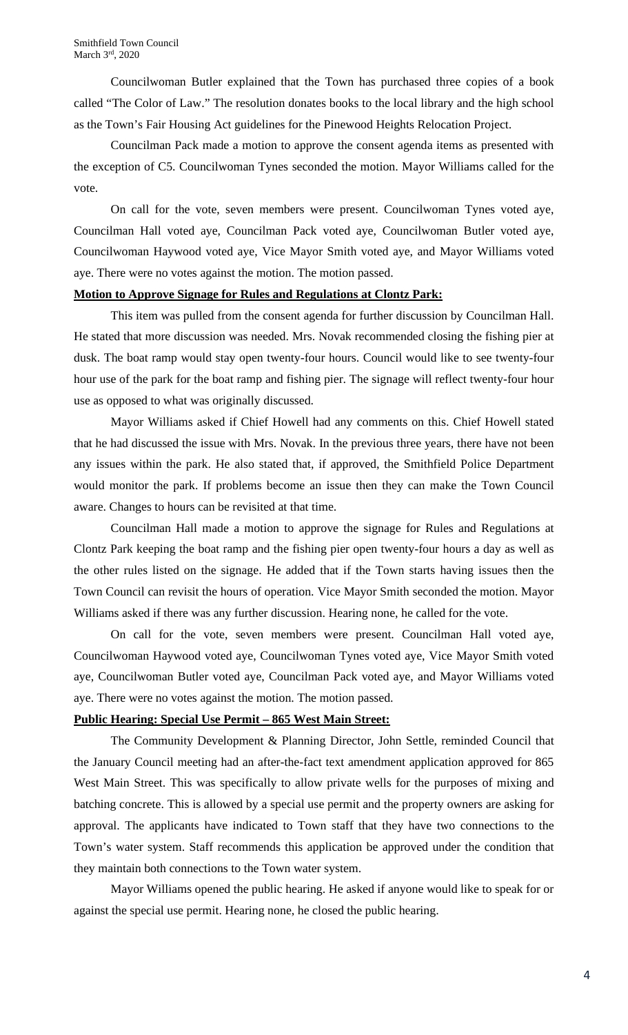Councilwoman Butler explained that the Town has purchased three copies of a book called "The Color of Law." The resolution donates books to the local library and the high school as the Town's Fair Housing Act guidelines for the Pinewood Heights Relocation Project.

Councilman Pack made a motion to approve the consent agenda items as presented with the exception of C5. Councilwoman Tynes seconded the motion. Mayor Williams called for the vote.

On call for the vote, seven members were present. Councilwoman Tynes voted aye, Councilman Hall voted aye, Councilman Pack voted aye, Councilwoman Butler voted aye, Councilwoman Haywood voted aye, Vice Mayor Smith voted aye, and Mayor Williams voted aye. There were no votes against the motion. The motion passed.

**Motion to Approve Signage for Rules and Regulations at Clontz Park:**

This item was pulled from the consent agenda for further discussion by Councilman Hall. He stated that more discussion was needed. Mrs. Novak recommended closing the fishing pier at dusk. The boat ramp would stay open twenty-four hours. Council would like to see twenty-four hour use of the park for the boat ramp and fishing pier. The signage will reflect twenty-four hour use as opposed to what was originally discussed.

Mayor Williams asked if Chief Howell had any comments on this. Chief Howell stated that he had discussed the issue with Mrs. Novak. In the previous three years, there have not been any issues within the park. He also stated that, if approved, the Smithfield Police Department would monitor the park. If problems become an issue then they can make the Town Council aware. Changes to hours can be revisited at that time.

Councilman Hall made a motion to approve the signage for Rules and Regulations at Clontz Park keeping the boat ramp and the fishing pier open twenty-four hours a day as well as the other rules listed on the signage. He added that if the Town starts having issues then the Town Council can revisit the hours of operation. Vice Mayor Smith seconded the motion. Mayor Williams asked if there was any further discussion. Hearing none, he called for the vote.

On call for the vote, seven members were present. Councilman Hall voted aye, Councilwoman Haywood voted aye, Councilwoman Tynes voted aye, Vice Mayor Smith voted aye, Councilwoman Butler voted aye, Councilman Pack voted aye, and Mayor Williams voted aye. There were no votes against the motion. The motion passed.

**Public Hearing: Special Use Permit – 865 West Main Street:**

The Community Development & Planning Director, John Settle, reminded Council that the January Council meeting had an after-the-fact text amendment application approved for 865 West Main Street. This was specifically to allow private wells for the purposes of mixing and batching concrete. This is allowed by a special use permit and the property owners are asking for approval. The applicants have indicated to Town staff that they have two connections to the Town's water system. Staff recommends this application be approved under the condition that they maintain both connections to the Town water system.

Mayor Williams opened the public hearing. He asked if anyone would like to speak for or against the special use permit. Hearing none, he closed the public hearing.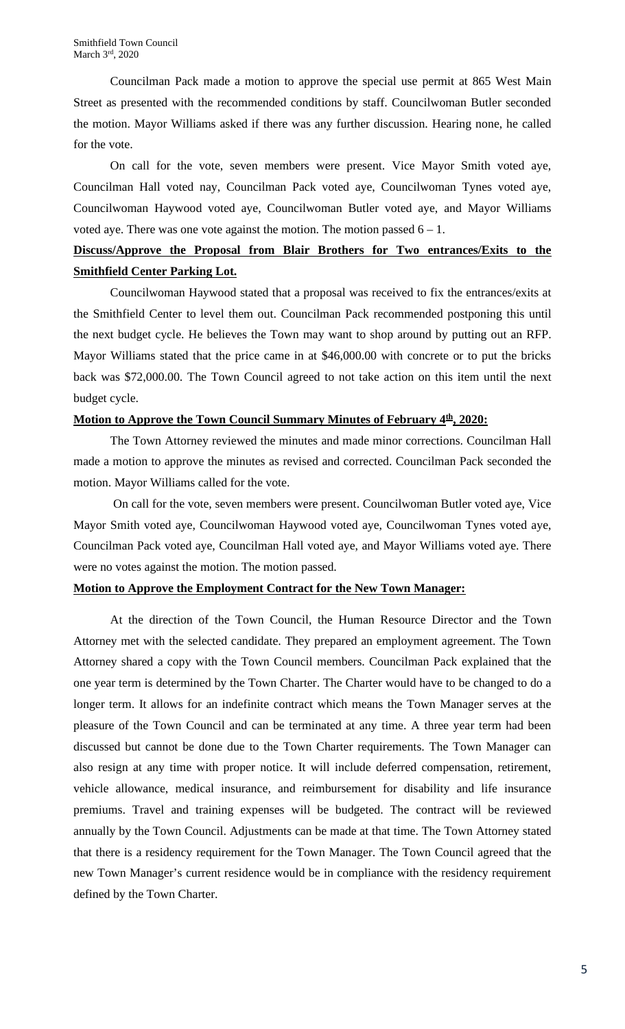Councilman Pack made a motion to approve the special use permit at 865 West Main Street as presented with the recommended conditions by staff. Councilwoman Butler seconded the motion. Mayor Williams asked if there was any further discussion. Hearing none, he called for the vote.

On call for the vote, seven members were present. Vice Mayor Smith voted aye, Councilman Hall voted nay, Councilman Pack voted aye, Councilwoman Tynes voted aye, Councilwoman Haywood voted aye, Councilwoman Butler voted aye, and Mayor Williams voted aye. There was one vote against the motion. The motion passed 6 – 1.

**Discuss/Approve the Proposal from Blair Brothers for Two entrances/Exits to the Smithfield Center Parking Lot.**

Councilwoman Haywood stated that a proposal was received to fix the entrances/exits at the Smithfield Center to level them out. Councilman Pack recommended postponing this until the next budget cycle. He believes the Town may want to shop around by putting out an RFP. Mayor Williams stated that the price came in at $46,000.00 with concrete or to put the bricks back was $72,000.00. The Town Council agreed to not take action on this item until the next budget cycle.

**Motion to Approve the Town Council Summary Minutes of February 4th, 2020:**

The Town Attorney reviewed the minutes and made minor corrections. Councilman Hall made a motion to approve the minutes as revised and corrected. Councilman Pack seconded the motion. Mayor Williams called for the vote.

On call for the vote, seven members were present. Councilwoman Butler voted aye, Vice Mayor Smith voted aye, Councilwoman Haywood voted aye, Councilwoman Tynes voted aye, Councilman Pack voted aye, Councilman Hall voted aye, and Mayor Williams voted aye. There were no votes against the motion. The motion passed.

**Motion to Approve the Employment Contract for the New Town Manager:**

At the direction of the Town Council, the Human Resource Director and the Town Attorney met with the selected candidate. They prepared an employment agreement. The Town Attorney shared a copy with the Town Council members. Councilman Pack explained that the one year term is determined by the Town Charter. The Charter would have to be changed to do a longer term. It allows for an indefinite contract which means the Town Manager serves at the pleasure of the Town Council and can be terminated at any time. A three year term had been discussed but cannot be done due to the Town Charter requirements. The Town Manager can also resign at any time with proper notice. It will include deferred compensation, retirement, vehicle allowance, medical insurance, and reimbursement for disability and life insurance premiums. Travel and training expenses will be budgeted. The contract will be reviewed annually by the Town Council. Adjustments can be made at that time. The Town Attorney stated that there is a residency requirement for the Town Manager. The Town Council agreed that the new Town Manager's current residence would be in compliance with the residency requirement defined by the Town Charter.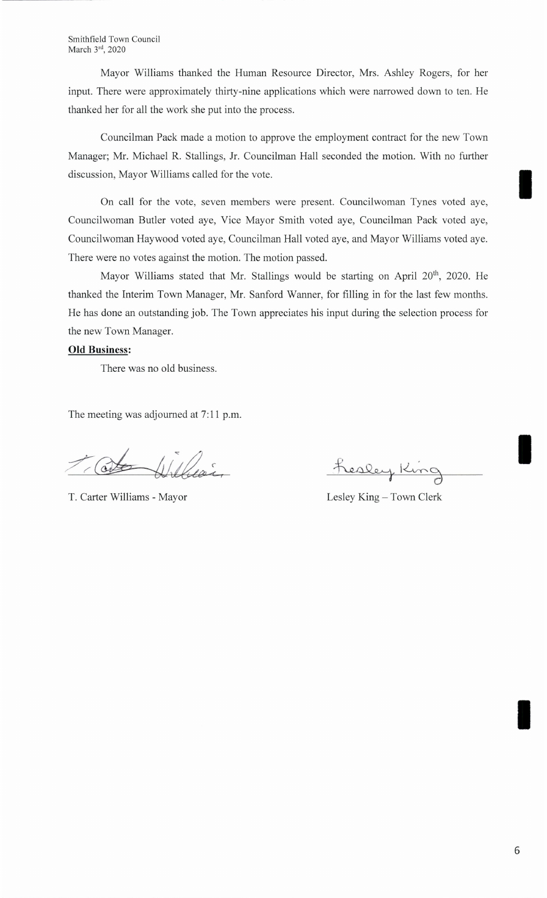Mayor Williams thanked the Human Resource Director, Mrs. Ashley Rogers, for her input. There were approximately thirty-nine applications which were narrowed down to ten. He thanked her for all the work she put into the process.

Councilman Pack made a motion to approve the employment contract for the new Town Manager; Mr. Michael R. Stallings, Jr. Councilman Hall seconded the motion. With no further discussion, Mayor Williams called for the vote.

On call for the vote, seven members were present. Councilwoman Tynes voted aye, Councilwoman Butler voted aye, Vice Mayor Smith voted aye, Councilman Pack voted aye, Councilwoman Haywood voted aye, Councilman Hall voted aye, and Mayor Williams voted aye. There were no votes against the motion. The motion passed.

Mayor Williams stated that Mr. Stallings would be starting on April 20th, 2020. He thanked the Interim Town Manager, Mr. Sanford Wanner, for filling in for the last few months. He has done an outstanding job. The Town appreciates his input during the selection process for the new Town Manager.

**Old Business:**

There was no old business.

The meeting was adjourned at 7:11 p.m.

T. Carter Williams - Mayor

Lesley King – Town Clerk